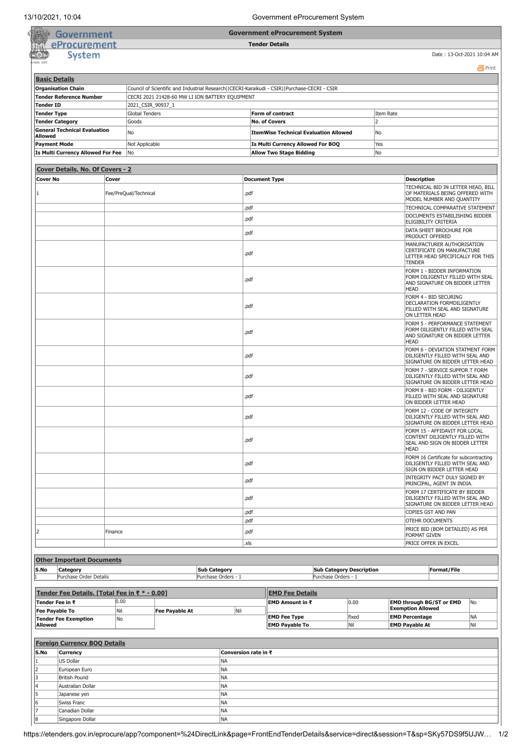# Government eProcurement System

## Government eProcurement System

### Tender Details

Date : 13-Oct-2021 10:04 AM

Print

### Basic Details

| | | | |
|---|---|---|---|
| **Organisation Chain** | Council of Scientific and Industrial Research\|\|CECRI-Karaikudi - CSIR\|\|Purchase-CECRI - CSIR | | |
| **Tender Reference Number** | CECRI 2021 21428-60 MW LI ION BATTERY EQUIPMENT | | |
| **Tender ID** | 2021_CSIR_90937_1 | | |
| **Tender Type** | Global Tenders | **Form of contract** | Item Rate |
| **Tender Category** | Goods | **No. of Covers** | 2 |
| **General Technical Evaluation Allowed** | No | **ItemWise Technical Evaluation Allowed** | No |
| **Payment Mode** | Not Applicable | **Is Multi Currency Allowed For BOQ** | Yes |
| **Is Multi Currency Allowed For Fee** | No | **Allow Two Stage Bidding** | No |

### Cover Details, No. Of Covers - 2

| Cover No | Cover | Document Type | Description |
|---|---|---|---|
| 1 | Fee/PreQual/Technical | .pdf | TECHNICAL BID IN LETTER HEAD, BILL OF MATERIALS BEING OFFERED WITH MODEL NUMBER AND QUANTITY |
| | | .pdf | TECHNICAL COMPARATIVE STATEMENT |
| | | .pdf | DOCUMENTS ESTABILISHING BIDDER ELIGIBILITY CRITERIA |
| | | .pdf | DATA SHEET BROCHURE FOR PRODUCT OFFERED |
| | | .pdf | MANUFACTURER AUTHORISATION CERTIFICATE ON MANUFACTURE LETTER HEAD SPECIFICALLY FOR THIS TENDER |
| | | .pdf | FORM 1 - BIDDER INFORMATION FORM DILIGENTLY FILLED WITH SEAL AND SIGNATURE ON BIDDER LETTER HEAD |
| | | .pdf | FORM 4 - BID SECURING DECLARATION FORMDILIGENTLY FILLED WITH SEAL AND SIGNATURE ON LETTER HEAD |
| | | .pdf | FORM 5 - PERFORMANCE STATEMENT FORM DILIGENTLY FILLED WITH SEAL AND SIGNATURE ON BIDDER LETTER HEAD |
| | | .pdf | FORM 6 - DEVIATION STATMENT FORM DILIGENTLY FILLED WITH SEAL AND SIGNATURE ON BIDDER LETTER HEAD |
| | | .pdf | FORM 7 - SERVICE SUPPOR T FORM DILIGENTLY FILLED WITH SEAL AND SIGNATURE ON BIDDER LETTER HEAD |
| | | .pdf | FORM 8 - BID FORM - DILIGENTLY FILLED WITH SEAL AND SIGNATURE ON BIDDER LETTER HEAD |
| | | .pdf | FORM 12 - CODE OF INTEGRITY DILIGENTLY FILLED WITH SEAL AND SIGNATURE ON BIDDER LETTER HEAD |
| | | .pdf | FORM 15 - AFFIDAVIT FOR LOCAL CONTENT DILIGENTLY FILLED WITH SEAL AND SIGN ON BIDDER LETTER HEAD |
| | | .pdf | FORM 16 Certificate for subcontracting DILIGENTLY FILLED WITH SEAL AND SIGN ON BIDDER LETTER HEAD |
| | | .pdf | INTEGRITY PACT DULY SIGNED BY PRINCIPAL, AGENT IN INDIA. |
| | | .pdf | FORM 17 CERTIFICATE BY BIDDER DILIGENTLY FILLED WITH SEAL AND SIGNATURE ON BIDDER LETTER HEAD |
| | | .pdf | COPIES GST AND PAN |
| | | .pdf | OTEHR DOCUMENTS |
| 2 | Finance | .pdf | PRICE BID (BOM DETAILED) AS PER FORMAT GIVEN |
| | | .xls | PRICE OFFER IN EXCEL |

### Other Important Documents

| S.No | Category | Sub Category | Sub Category Description | Format/File |
|---|---|---|---|---|
| 1 | Purchase Order Details | Purchase Orders - 1 | Purchase Orders - 1 | |

### Tender Fee Details, [Total Fee in ₹ * - 0.00]

| | | | |
|---|---|---|---|
| **Tender Fee in ₹** | 0.00 | | |
| **Fee Payable To** | Nil | **Fee Payable At** | Nil |
| **Tender Fee Exemption Allowed** | No | | |

### EMD Fee Details

| | | | |
|---|---|---|---|
| **EMD Amount in ₹** | 0.00 | **EMD through BG/ST or EMD Exemption Allowed** | No |
| **EMD Fee Type** | fixed | **EMD Percentage** | NA |
| **EMD Payable To** | Nil | **EMD Payable At** | Nil |

### Foreign Currency BOQ Details

| S.No | Currency | Conversion rate in ₹ |
|---|---|---|
| 1 | US Dollar | NA |
| 2 | European Euro | NA |
| 3 | British Pound | NA |
| 4 | Australian Dollar | NA |
| 5 | Japanese yen | NA |
| 6 | Swiss Franc | NA |
| 7 | Canadian Dollar | NA |
| 8 | Singapore Dollar | NA |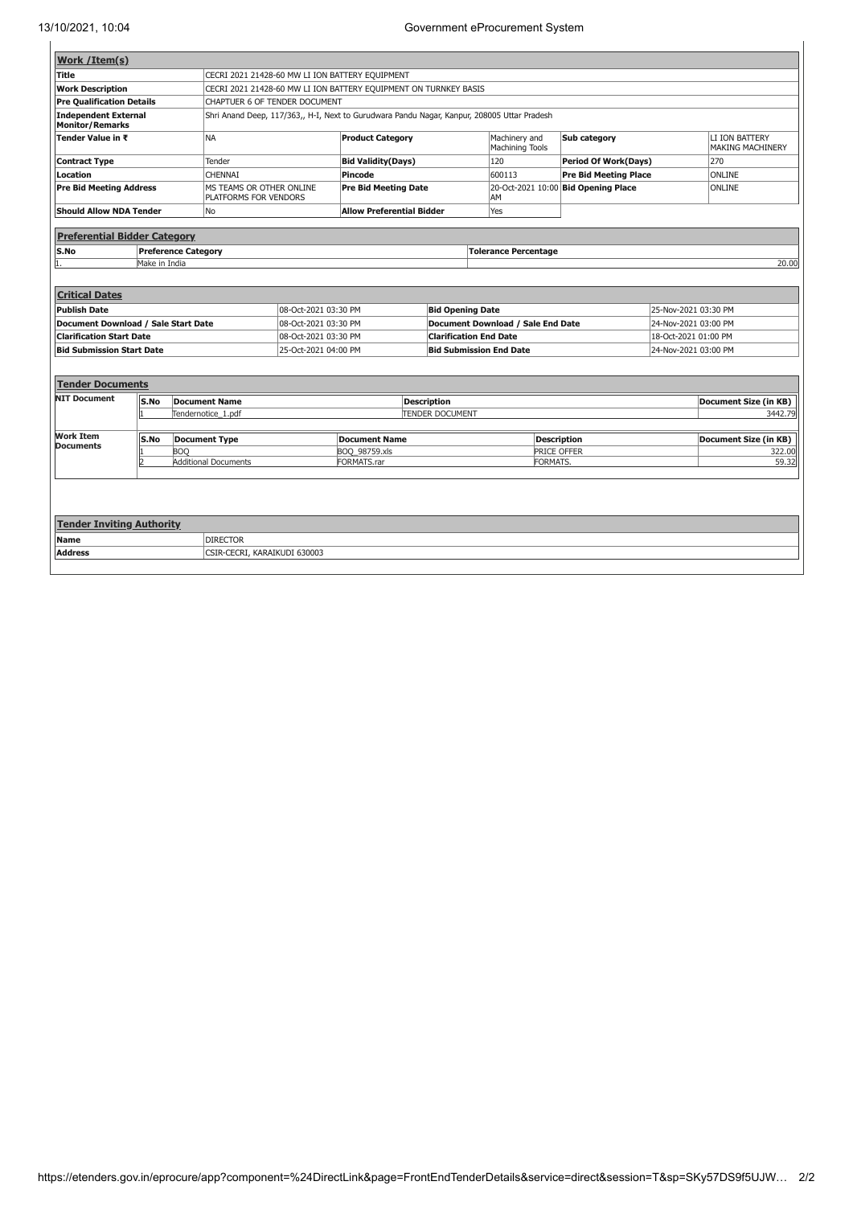## Work /Item(s)

| | | | | | | | |
|---|---|---|---|---|---|---|---|
| **Title** | CECRI 2021 21428-60 MW LI ION BATTERY EQUIPMENT | | | | | | |
| **Work Description** | CECRI 2021 21428-60 MW LI ION BATTERY EQUIPMENT ON TURNKEY BASIS | | | | | | |
| **Pre Qualification Details** | CHAPTUER 6 OF TENDER DOCUMENT | | | | | | |
| **Independent External Monitor/Remarks** | Shri Anand Deep, 117/363,, H-I, Next to Gurudwara Pandu Nagar, Kanpur, 208005 Uttar Pradesh | | | | | | |
| **Tender Value in ₹** | NA | **Product Category** | | Machinery and Machining Tools | **Sub category** | | LI ION BATTERY MAKING MACHINERY |
| **Contract Type** | Tender | **Bid Validity(Days)** | | 120 | **Period Of Work(Days)** | | 270 |
| **Location** | CHENNAI | **Pincode** | | 600113 | **Pre Bid Meeting Place** | | ONLINE |
| **Pre Bid Meeting Address** | MS TEAMS OR OTHER ONLINE PLATFORMS FOR VENDORS | **Pre Bid Meeting Date** | | 20-Oct-2021 10:00 AM | **Bid Opening Place** | | ONLINE |
| **Should Allow NDA Tender** | No | **Allow Preferential Bidder** | | Yes | | | |

## Preferential Bidder Category

| S.No | Preference Category | Tolerance Percentage |
|---|---|---|
| 1. | Make in India | 20.00 |

## Critical Dates

| | | | |
|---|---|---|---|
| **Publish Date** | 08-Oct-2021 03:30 PM | **Bid Opening Date** | 25-Nov-2021 03:30 PM |
| **Document Download / Sale Start Date** | 08-Oct-2021 03:30 PM | **Document Download / Sale End Date** | 24-Nov-2021 03:00 PM |
| **Clarification Start Date** | 08-Oct-2021 03:30 PM | **Clarification End Date** | 18-Oct-2021 01:00 PM |
| **Bid Submission Start Date** | 25-Oct-2021 04:00 PM | **Bid Submission End Date** | 24-Nov-2021 03:00 PM |

## Tender Documents

**NIT Document**

| S.No | Document Name | Description | Document Size (in KB) |
|---|---|---|---|
| 1 | Tendernotice_1.pdf | TENDER DOCUMENT | 3442.79 |

**Work Item Documents**

| S.No | Document Type | Document Name | Description | Document Size (in KB) |
|---|---|---|---|---|
| 1 | BOQ | BOQ_98759.xls | PRICE OFFER | 322.00 |
| 2 | Additional Documents | FORMATS.rar | FORMATS. | 59.32 |

## Tender Inviting Authority

| | |
|---|---|
| **Name** | DIRECTOR |
| **Address** | CSIR-CECRI, KARAIKUDI 630003 |